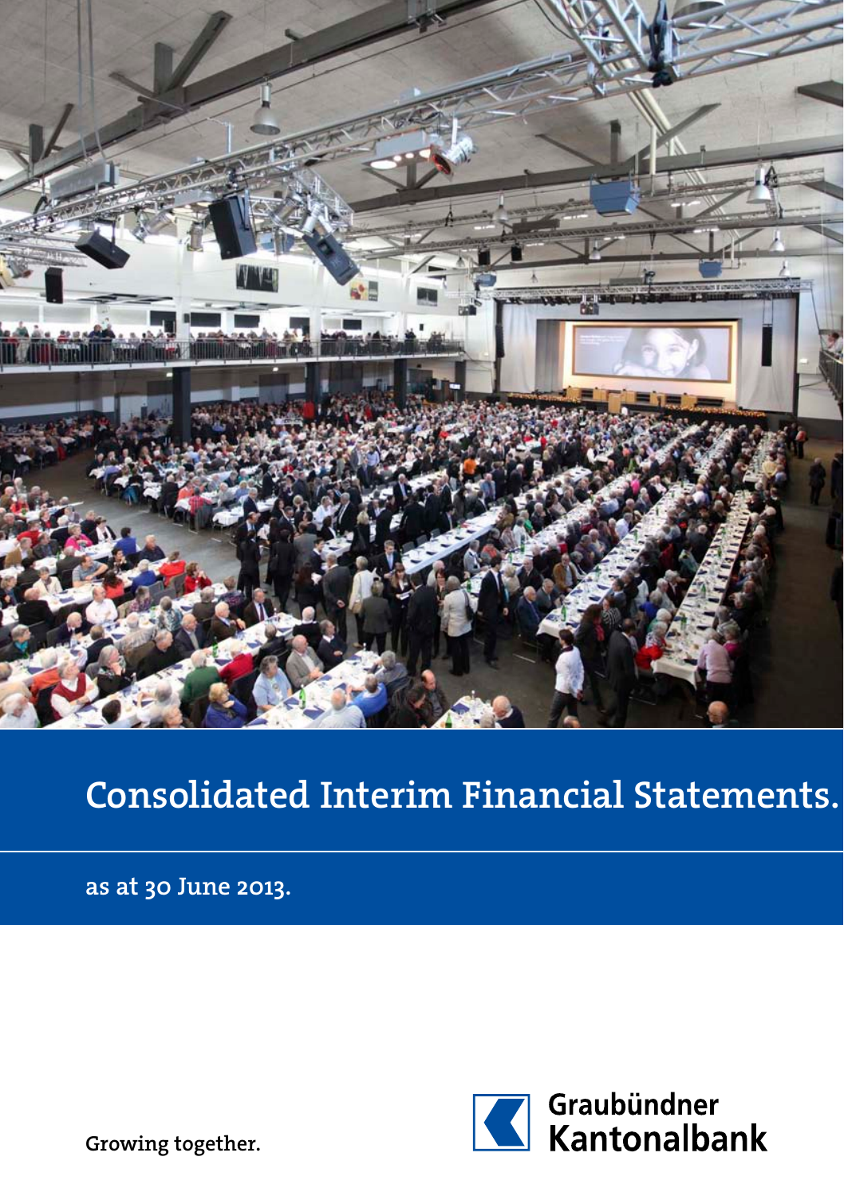# Consolidated Interim Financial Statements.

as at 30 June 2013.

Growing together.

Graubündner Kantonalbank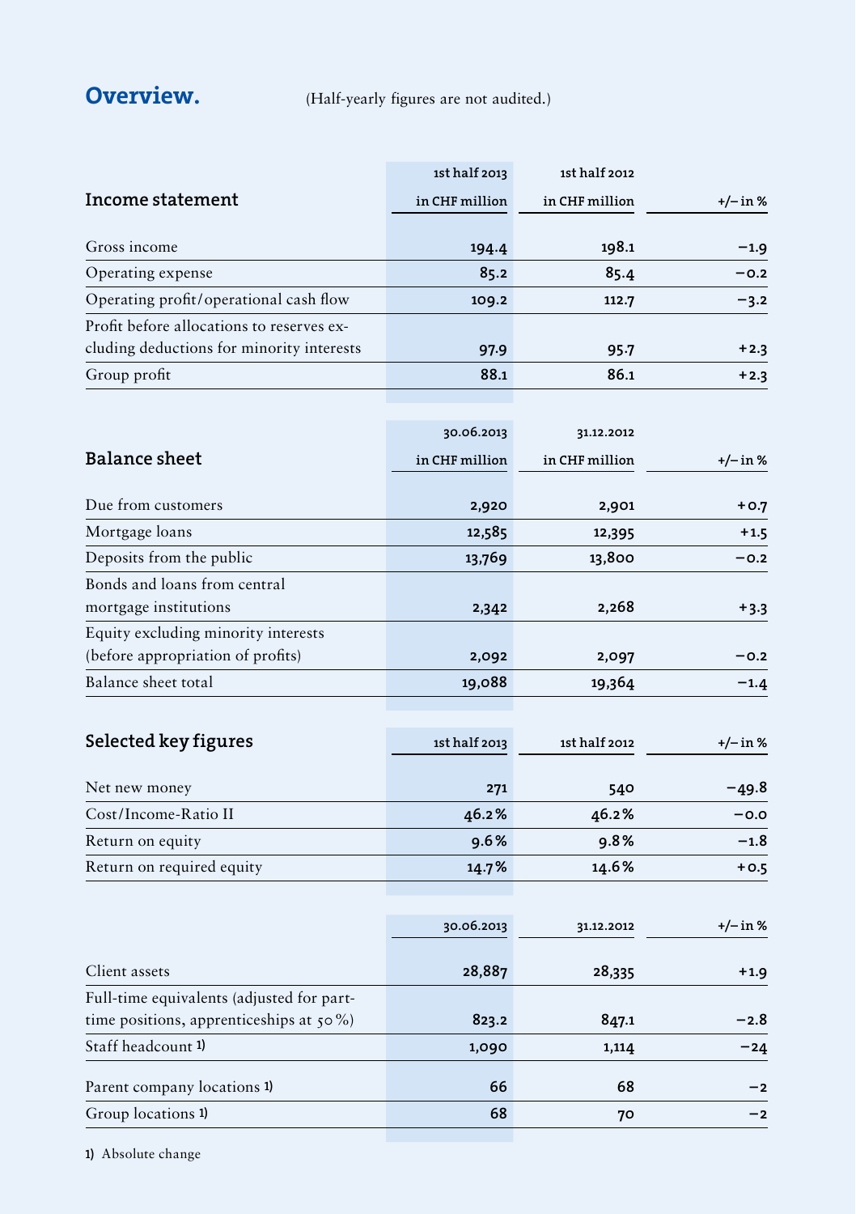# Overview.

(Half-yearly figures are not audited.)

| Income statement | 1st half 2013 in CHF million | 1st half 2012 in CHF million | +/– in % |
|---|---|---|---|
| Gross income | 194.4 | 198.1 | −1.9 |
| Operating expense | 85.2 | 85.4 | −0.2 |
| Operating profit/operational cash flow | 109.2 | 112.7 | −3.2 |
| Profit before allocations to reserves excluding deductions for minority interests | 97.9 | 95.7 | +2.3 |
| Group profit | 88.1 | 86.1 | +2.3 |

| Balance sheet | 30.06.2013 in CHF million | 31.12.2012 in CHF million | +/– in % |
|---|---|---|---|
| Due from customers | 2,920 | 2,901 | +0.7 |
| Mortgage loans | 12,585 | 12,395 | +1.5 |
| Deposits from the public | 13,769 | 13,800 | −0.2 |
| Bonds and loans from central mortgage institutions | 2,342 | 2,268 | +3.3 |
| Equity excluding minority interests (before appropriation of profits) | 2,092 | 2,097 | −0.2 |
| Balance sheet total | 19,088 | 19,364 | −1.4 |

| Selected key figures | 1st half 2013 | 1st half 2012 | +/– in % |
|---|---|---|---|
| Net new money | 271 | 540 | −49.8 |
| Cost/Income-Ratio II | 46.2% | 46.2% | −0.0 |
| Return on equity | 9.6% | 9.8% | −1.8 |
| Return on required equity | 14.7% | 14.6% | +0.5 |

| | 30.06.2013 | 31.12.2012 | +/– in % |
|---|---|---|---|
| Client assets | 28,887 | 28,335 | +1.9 |
| Full-time equivalents (adjusted for part-time positions, apprenticeships at 50%) | 823.2 | 847.1 | −2.8 |
| Staff headcount 1) | 1,090 | 1,114 | −24 |
| Parent company locations 1) | 66 | 68 | −2 |
| Group locations 1) | 68 | 70 | −2 |

1) Absolute change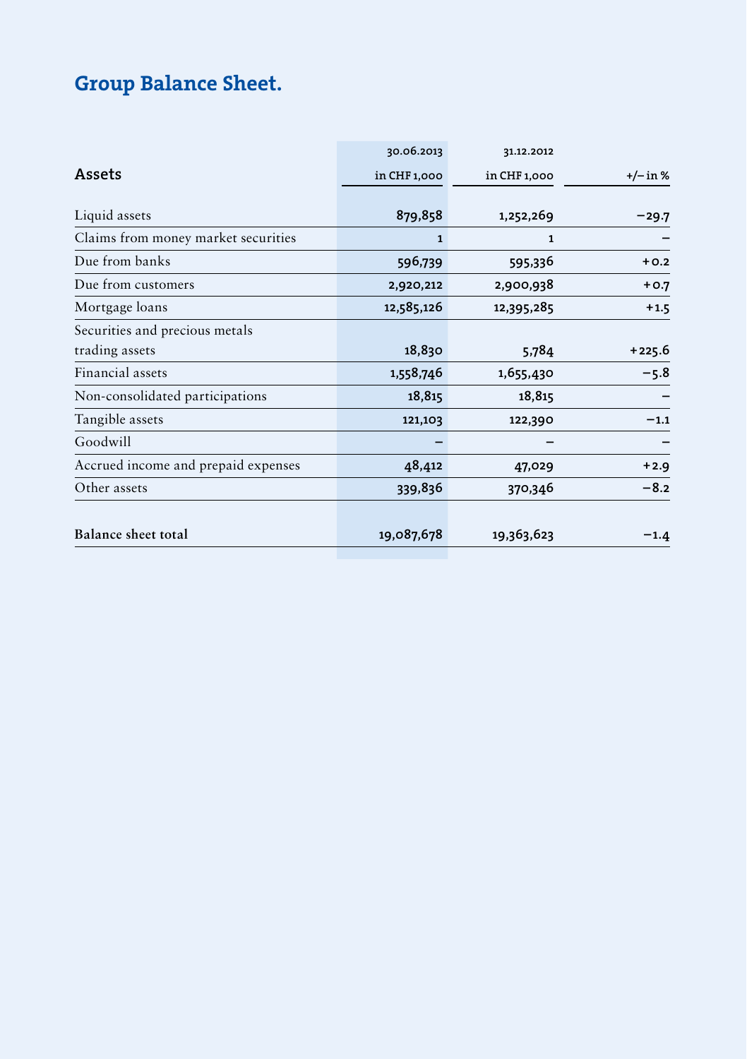# Group Balance Sheet.

| Assets | 30.06.2013 in CHF 1,000 | 31.12.2012 in CHF 1,000 | +/– in % |
|---|---|---|---|
| Liquid assets | **879,858** | 1,252,269 | −29.7 |
| Claims from money market securities | **1** | 1 | – |
| Due from banks | **596,739** | 595,336 | +0.2 |
| Due from customers | **2,920,212** | 2,900,938 | +0.7 |
| Mortgage loans | **12,585,126** | 12,395,285 | +1.5 |
| Securities and precious metals trading assets | **18,830** | 5,784 | +225.6 |
| Financial assets | **1,558,746** | 1,655,430 | −5.8 |
| Non-consolidated participations | **18,815** | 18,815 | – |
| Tangible assets | **121,103** | 122,390 | −1.1 |
| Goodwill | **–** | – | – |
| Accrued income and prepaid expenses | **48,412** | 47,029 | +2.9 |
| Other assets | **339,836** | 370,346 | −8.2 |
| **Balance sheet total** | **19,087,678** | 19,363,623 | −1.4 |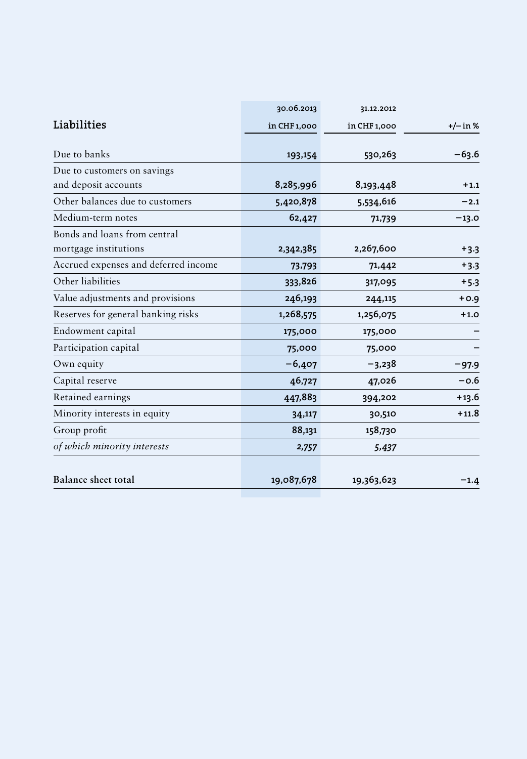| Liabilities | 30.06.2013 in CHF 1,000 | 31.12.2012 in CHF 1,000 | +/– in % |
| --- | --- | --- | --- |
| Due to banks | 193,154 | 530,263 | −63.6 |
| Due to customers on savings and deposit accounts | 8,285,996 | 8,193,448 | +1.1 |
| Other balances due to customers | 5,420,878 | 5,534,616 | −2.1 |
| Medium-term notes | 62,427 | 71,739 | −13.0 |
| Bonds and loans from central mortgage institutions | 2,342,385 | 2,267,600 | +3.3 |
| Accrued expenses and deferred income | 73,793 | 71,442 | +3.3 |
| Other liabilities | 333,826 | 317,095 | +5.3 |
| Value adjustments and provisions | 246,193 | 244,115 | +0.9 |
| Reserves for general banking risks | 1,268,575 | 1,256,075 | +1.0 |
| Endowment capital | 175,000 | 175,000 | – |
| Participation capital | 75,000 | 75,000 | – |
| Own equity | −6,407 | −3,238 | −97.9 |
| Capital reserve | 46,727 | 47,026 | −0.6 |
| Retained earnings | 447,883 | 394,202 | +13.6 |
| Minority interests in equity | 34,117 | 30,510 | +11.8 |
| Group profit | 88,131 | 158,730 | |
| *of which minority interests* | *2,757* | *5,437* | |
| **Balance sheet total** | 19,087,678 | 19,363,623 | −1.4 |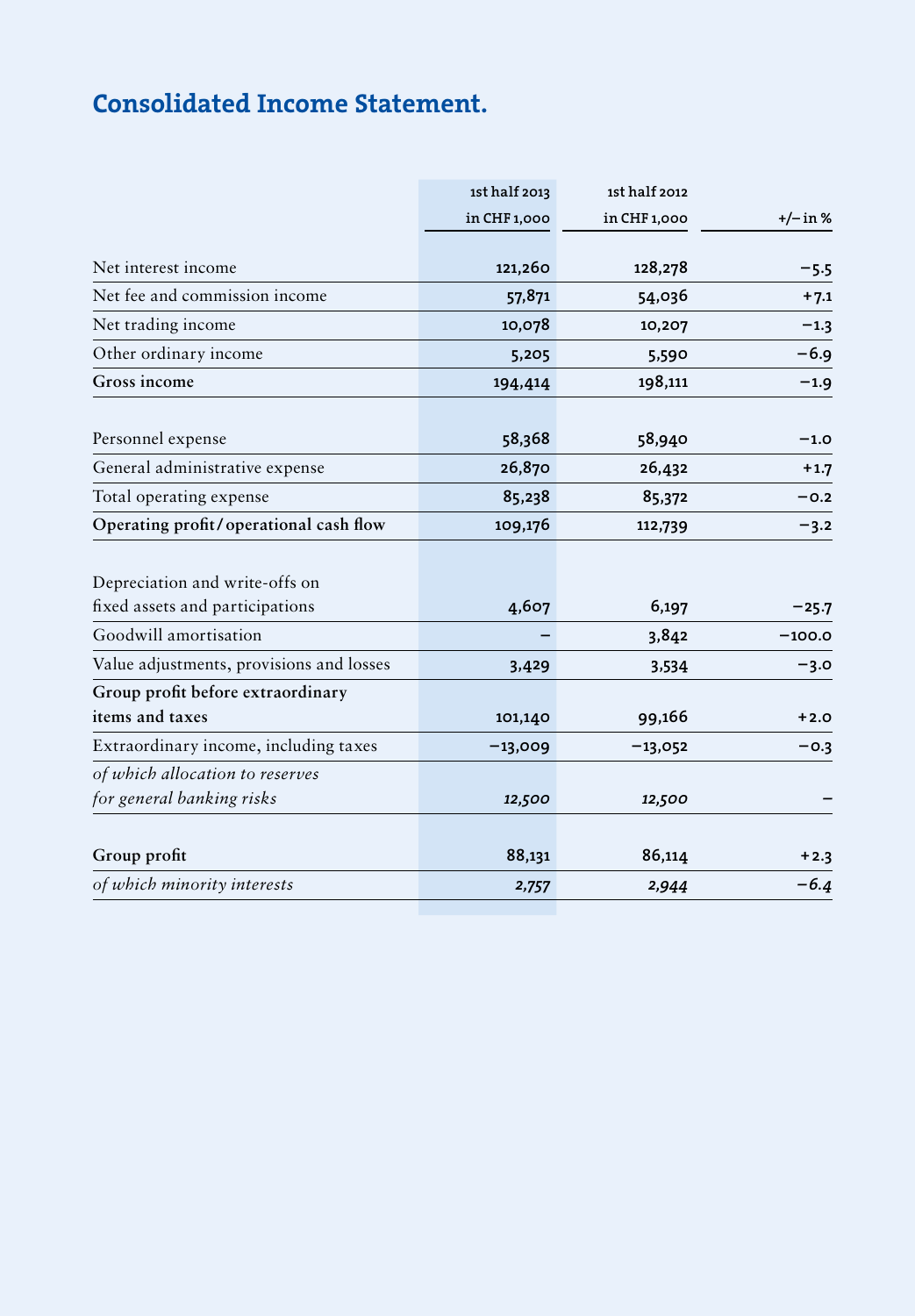# Consolidated Income Statement.

| | 1st half 2013 in CHF 1,000 | 1st half 2012 in CHF 1,000 | +/– in % |
|---|---|---|---|
| Net interest income | 121,260 | 128,278 | –5.5 |
| Net fee and commission income | 57,871 | 54,036 | +7.1 |
| Net trading income | 10,078 | 10,207 | –1.3 |
| Other ordinary income | 5,205 | 5,590 | –6.9 |
| **Gross income** | **194,414** | **198,111** | **–1.9** |
| Personnel expense | 58,368 | 58,940 | –1.0 |
| General administrative expense | 26,870 | 26,432 | +1.7 |
| Total operating expense | 85,238 | 85,372 | –0.2 |
| **Operating profit / operational cash flow** | **109,176** | **112,739** | **–3.2** |
| Depreciation and write-offs on fixed assets and participations | 4,607 | 6,197 | –25.7 |
| Goodwill amortisation | – | 3,842 | –100.0 |
| Value adjustments, provisions and losses | 3,429 | 3,534 | –3.0 |
| **Group profit before extraordinary items and taxes** | **101,140** | **99,166** | **+2.0** |
| Extraordinary income, including taxes | –13,009 | –13,052 | –0.3 |
| *of which allocation to reserves for general banking risks* | *12,500* | *12,500* | – |
| **Group profit** | **88,131** | **86,114** | **+2.3** |
| *of which minority interests* | *2,757* | *2,944* | *–6.4* |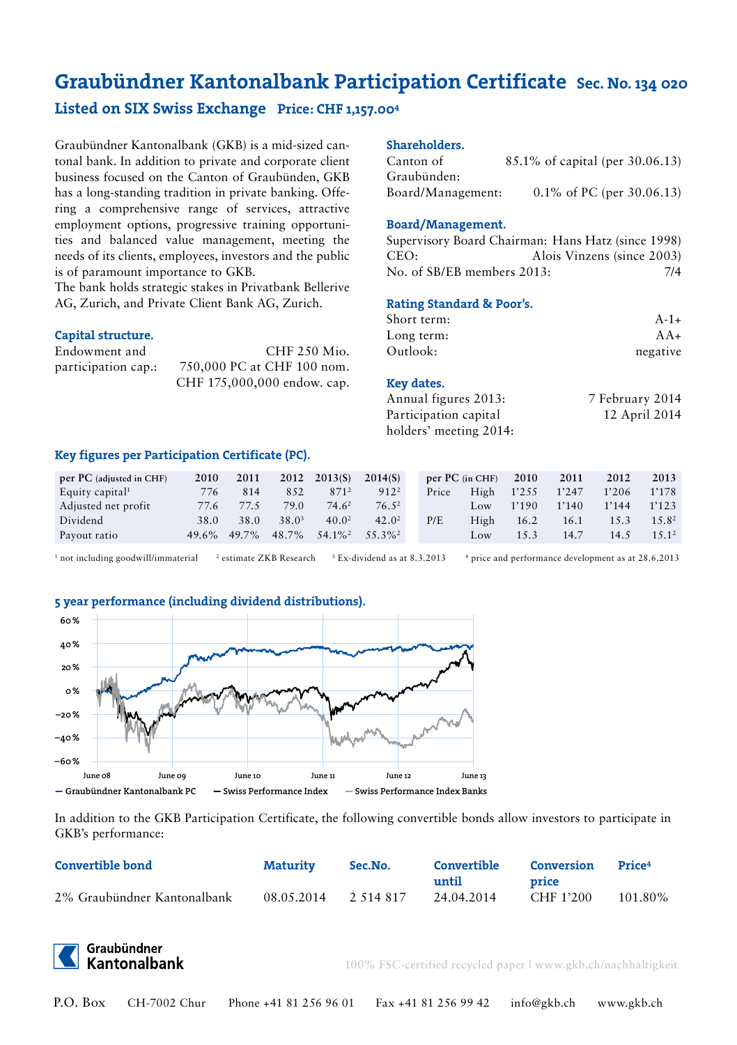# Graubündner Kantonalbank Participation Certificate Sec. No. 134 020

## Listed on SIX Swiss Exchange Price: CHF 1,157.00[4]

Graubündner Kantonalbank (GKB) is a mid-sized cantonal bank. In addition to private and corporate client business focused on the Canton of Graubünden, GKB has a long-standing tradition in private banking. Offering a comprehensive range of services, attractive employment options, progressive training opportunities and balanced value management, meeting the needs of its clients, employees, investors and the public is of paramount importance to GKB.
The bank holds strategic stakes in Privatbank Bellerive AG, Zurich, and Private Client Bank AG, Zurich.

### Capital structure.

| | |
|---|---|
| Endowment and participation cap.: | CHF 250 Mio. |
| | 750,000 PC at CHF 100 nom. |
| | CHF 175,000,000 endow. cap. |

### Shareholders.

| | |
|---|---|
| Canton of Graubünden: | 85.1% of capital (per 30.06.13) |
| Board/Management: | 0.1% of PC (per 30.06.13) |

### Board/Management.

| | |
|---|---|
| Supervisory Board Chairman: | Hans Hatz (since 1998) |
| CEO: | Alois Vinzens (since 2003) |
| No. of SB/EB members 2013: | 7/4 |

### Rating Standard & Poor's.

| | |
|---|---|
| Short term: | A-1+ |
| Long term: | AA+ |
| Outlook: | negative |

### Key dates.

| | |
|---|---|
| Annual figures 2013: | 7 February 2014 |
| Participation capital holders' meeting 2014: | 12 April 2014 |

### Key figures per Participation Certificate (PC).

| per PC (adjusted in CHF) | 2010 | 2011 | 2012 | 2013(S) | 2014(S) |
|---|---|---|---|---|---|
| Equity capital[1] | 776 | 814 | 852 | 871[2] | 912[2] |
| Adjusted net profit | 77.6 | 77.5 | 79.0 | 74.6[2] | 76.5[2] |
| Dividend | 38.0 | 38.0 | 38.0[3] | 40.0[2] | 42.0[2] |
| Payout ratio | 49.6% | 49.7% | 48.7% | 54.1%[2] | 55.3%[2] |

| per PC (in CHF) | | 2010 | 2011 | 2012 | 2013 |
|---|---|---|---|---|---|
| Price | High | 1'255 | 1'247 | 1'206 | 1'178 |
| | Low | 1'190 | 1'140 | 1'144 | 1'123 |
| P/E | High | 16.2 | 16.1 | 15.3 | 15.8[2] |
| | Low | 15.3 | 14.7 | 14.5 | 15.1[2] |

[1] not including goodwill/immaterial [2] estimate ZKB Research [3] Ex-dividend as at 8.3.2013 [4] price and performance development as at 28.6.2013

### 5 year performance (including dividend distributions).

60% 40% 20% 0% −20% −40% −60%
June 08 June 09 June 10 June 11 June 12 June 13
— Graubündner Kantonalbank PC — Swiss Performance Index — Swiss Performance Index Banks

In addition to the GKB Participation Certificate, the following convertible bonds allow investors to participate in GKB's performance:

| Convertible bond | Maturity | Sec.No. | Convertible until | Conversion price | Price[4] |
|---|---|---|---|---|---|
| 2% Graubündner Kantonalbank | 08.05.2014 | 2 514 817 | 24.04.2014 | CHF 1'200 | 101.80% |

Graubündner Kantonalbank

100% FSC-certified recycled paper | www.gkb.ch/nachhaltigkeit

P.O. Box CH-7002 Chur Phone +41 81 256 96 01 Fax +41 81 256 99 42 info@gkb.ch www.gkb.ch